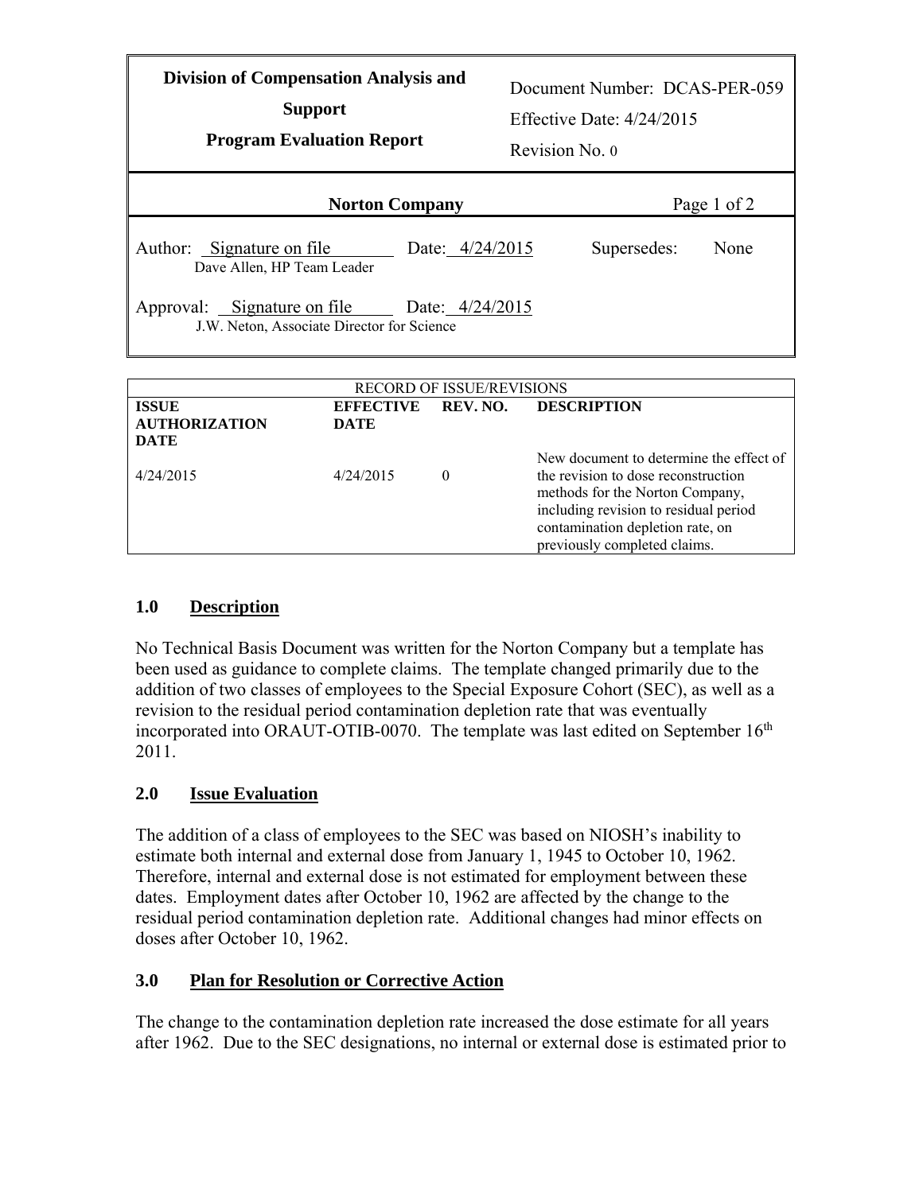| Division of Compensation Analysis and Support<br>Program Evaluation Report | Document Number: DCAS-PER-059<br>Effective Date: 4/24/2015<br>Revision No. 0 |
|---|---|
| **Norton Company** | |
| Author: Signature on file Date: 4/24/2015<br>Dave Allen, HP Team Leader | Supersedes: None |
| Approval: Signature on file Date: 4/24/2015<br>J.W. Neton, Associate Director for Science | |

| RECORD OF ISSUE/REVISIONS | | | |
|---|---|---|---|
| **ISSUE AUTHORIZATION DATE** | **EFFECTIVE DATE** | **REV. NO.** | **DESCRIPTION** |
| 4/24/2015 | 4/24/2015 | 0 | New document to determine the effect of the revision to dose reconstruction methods for the Norton Company, including revision to residual period contamination depletion rate, on previously completed claims. |

## 1.0 Description

No Technical Basis Document was written for the Norton Company but a template has been used as guidance to complete claims. The template changed primarily due to the addition of two classes of employees to the Special Exposure Cohort (SEC), as well as a revision to the residual period contamination depletion rate that was eventually incorporated into ORAUT-OTIB-0070. The template was last edited on September 16th 2011.

## 2.0 Issue Evaluation

The addition of a class of employees to the SEC was based on NIOSH's inability to estimate both internal and external dose from January 1, 1945 to October 10, 1962. Therefore, internal and external dose is not estimated for employment between these dates. Employment dates after October 10, 1962 are affected by the change to the residual period contamination depletion rate. Additional changes had minor effects on doses after October 10, 1962.

## 3.0 Plan for Resolution or Corrective Action

The change to the contamination depletion rate increased the dose estimate for all years after 1962. Due to the SEC designations, no internal or external dose is estimated prior to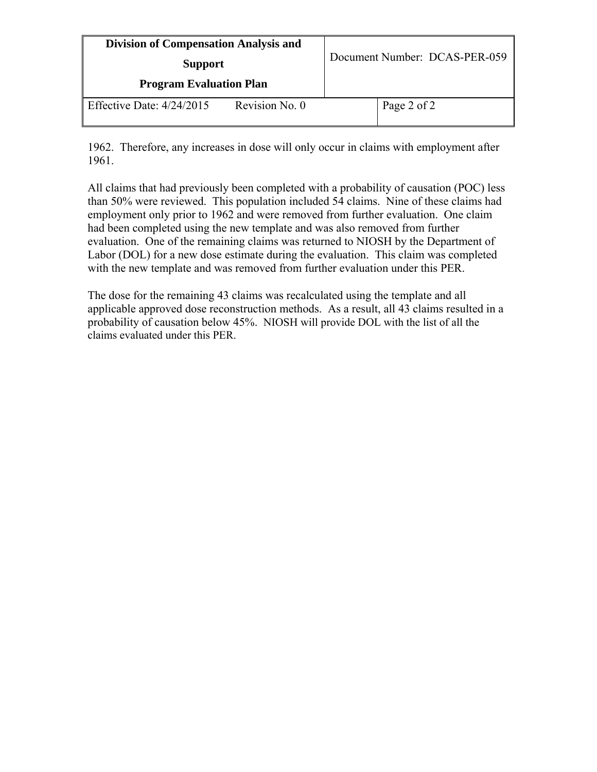1962. Therefore, any increases in dose will only occur in claims with employment after 1961.

All claims that had previously been completed with a probability of causation (POC) less than 50% were reviewed. This population included 54 claims. Nine of these claims had employment only prior to 1962 and were removed from further evaluation. One claim had been completed using the new template and was also removed from further evaluation. One of the remaining claims was returned to NIOSH by the Department of Labor (DOL) for a new dose estimate during the evaluation. This claim was completed with the new template and was removed from further evaluation under this PER.

The dose for the remaining 43 claims was recalculated using the template and all applicable approved dose reconstruction methods. As a result, all 43 claims resulted in a probability of causation below 45%. NIOSH will provide DOL with the list of all the claims evaluated under this PER.